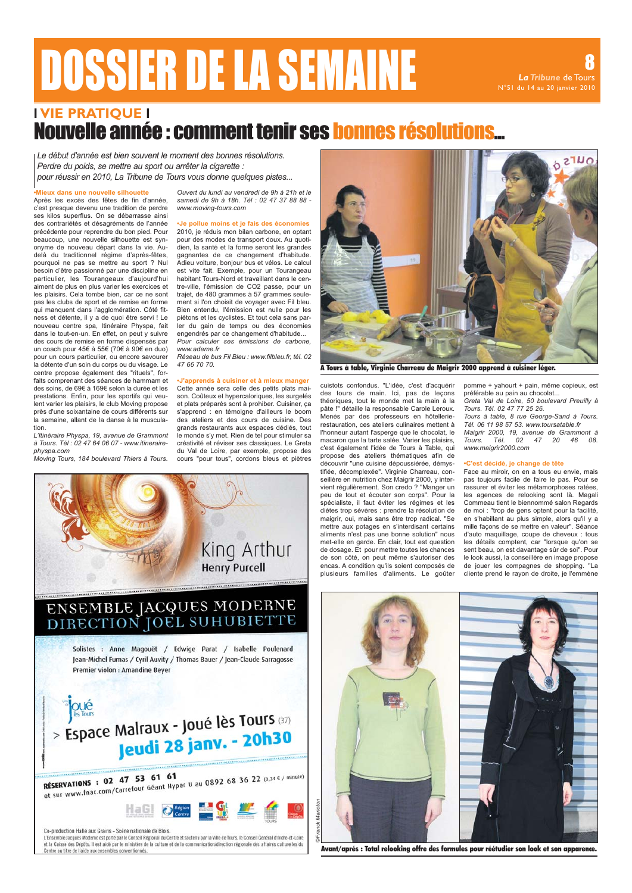# DOSSIER DE LA SEMAINE

**| VIE PRATIQUE |**

## Nouvelle année : comment tenir ses bonnes résolutions...

*Le début d'année est bien souvent le moment des bonnes résolutions. Perdre du poids, se mettre au sport ou arrêter la cigarette : pour réussir en 2010, La Tribune de Tours vous donne quelques pistes...*

**•Mieux dans une nouvelle silhouette**

Après les excès des fêtes de fin d'année, c'est presque devenu une tradition de perdre ses kilos superflus. On se débarrasse ainsi des contrariétés et désagréments de l'année précédente pour reprendre du bon pied. Pour beaucoup, une nouvelle silhouette est synonyme de nouveau départ dans la vie. Au-delà du traditionnel régime d'après-fêtes, pourquoi ne pas se mettre au sport ? Nul besoin d'être passionné par une discipline en particulier, les Tourangeaux d'aujourd'hui aiment de plus en plus varier les exercices et les plaisirs. Cela tombe bien, car ce ne sont pas les clubs de sport et de remise en forme qui manquent dans l'agglomération. Côté fitness et détente, il y a de quoi être servi ! Le nouveau centre spa, Itinéraire Physpa, fait dans le tout-en-un. En effet, on peut y suivre des cours de remise en forme dispensés par un coach pour 45€ à 55€ (70€ à 90€ en duo) pour un cours particulier, ou encore savourer la détente d'un soin du corps ou du visage. Le centre propose également des "rituels", forfaits comprenant des séances de hammam et des soins, de 69€ à 169€ selon la durée et les prestations. Enfin, pour les sportifs qui veulent varier les plaisirs, le club Moving propose près d'une soixantaine de cours différents sur la semaine, allant de la danse à la musculation.

*L'Itinéraire Physpa, 19, avenue de Grammont à Tours. Tél : 02 47 64 06 07 - www.itineraire-physpa.com*

*Moving Tours, 184 boulevard Thiers à Tours. Ouvert du lundi au vendredi de 9h à 21h et le samedi de 9h à 18h. Tél : 02 47 37 88 88 - www.moving-tours.com*

**•Je pollue moins et je fais des économies**

2010, je réduis mon bilan carbone, en optant pour des modes de transport doux. Au quotidien, la santé et la forme seront les grandes gagnantes de ce changement d'habitude. Adieu voiture, bonjour bus et vélos. Le calcul est vite fait. Exemple, pour un Tourangeau habitant Tours-Nord et travaillant dans le centre-ville, l'émission de CO2 passe, pour un trajet, de 480 grammes à 57 grammes seulement si l'on choisit de voyager avec Fil bleu. Bien entendu, l'émission est nulle pour les piétons et les cyclistes. Et tout cela sans parler du gain de temps ou des économies engendrés par ce changement d'habitude...

*Pour calculer ses émissions de carbone, www.ademe.fr*

*Réseau de bus Fil Bleu : www.filbleu.fr, tél. 02 47 66 70 70.*

**•J'apprends à cuisiner et à mieux manger**

Cette année sera celle des petits plats maison. Coûteux et hypercaloriques, les surgelés et plats préparés sont à prohiber. Cuisiner, ça s'apprend : en témoigne d'ailleurs le boom des ateliers et des cours de cuisine. Des grands restaurants aux espaces dédiés, tout le monde s'y met. Rien de tel pour stimuler sa créativité et réviser ses classiques. Le Greta du Val de Loire, par exemple, propose des cours "pour tous", cordons bleus et piètres cuistots confondus. "L'idée, c'est d'acquérir des tours de main. Ici, pas de leçons théoriques, tout le monde met la main à la pâte !" détaille la responsable Carole Leroux. Menés par des professeurs en hôtellerie-restauration, ces ateliers culinaires mettent à l'honneur autant l'asperge que le chocolat, le macaron que la tarte salée. Varier les plaisirs, c'est également l'idée de Tours à Table, qui propose des ateliers thématiques afin de découvrir "une cuisine dépoussiérée, démystifiée, décomplexée". Virginie Charreau, conseillère en nutrition chez Maigrir 2000, y intervient régulièrement. Son credo ? "Manger un peu de tout et écouter son corps". Pour la spécialiste, il faut éviter les régimes et les diètes trop sévères : prendre la résolution de maigrir, oui, mais sans être trop radical. "Se mettre aux potages en s'interdisant certains aliments n'est pas une bonne solution" nous met-elle en garde. En clair, tout est question de dosage. Et pour mettre toutes les chances de son côté, on peut même s'autoriser des encas. A condition qu'ils soient composés de plusieurs familles d'aliments. Le goûter pomme + yahourt + pain, même copieux, est préférable au pain au chocolat...

*Greta Val de Loire, 50 boulevard Preuilly à Tours. Tél. 02 47 77 25 26.*

*Tours à table, 8 rue George-Sand à Tours. Tél. 06 11 98 57 53. www.toursatable.fr*

*Maigrir 2000, 19, avenue de Grammont à Tours. Tél. 02 47 20 46 08. www.maigrir2000.com*

A Tours à table, Virginie Charreau de Maigrir 2000 apprend à cuisiner léger.

**•C'est décidé, je change de tête**

Face au miroir, on en a tous eu envie, mais pas toujours facile de faire le pas. Pour se rassurer et éviter les métamorphoses ratées, les agences de relooking sont là. Magali Commeau tient le biennommé salon Regards de moi : "trop de gens optent pour la facilité, en s'habillant au plus simple, alors qu'il y a mille façons de se mettre en valeur". Séance d'auto maquillage, coupe de cheveux : tous les détails comptent, car "lorsque qu'on se sent beau, on est davantage sûr de soi". Pour le look aussi, la conseillère en image propose de jouer les compagnes de shopping. "La cliente prend le rayon de droite, je l'emmène

©Franck Mariotton

Avant/après : Total relooking offre des formules pour réétudier son look et son apparence.

---

King Arthur
Henry Purcell

ENSEMBLE JACQUES MODERNE
DIRECTION JOEL SUHUBIETTE

Solistes : Anne Magouët / Edwige Parat / Isabelle Poulenard
Jean-Michel Fumas / Cyril Auvity / Thomas Bauer / Jean-Claude Sarragosse
Premier violon : Amandine Beyer

> Espace Malraux - Joué lès Tours (37)
Jeudi 28 janv. - 20h30

RÉSERVATIONS : 02 47 53 61 61
et sur www.fnac.com/Carrefour Géant Hyper U au 0892 68 36 22 (0,34 € / minute)

Co-production Halle aux Grains - Scène nationale de Blois.
L'Ensemble Jacques Moderne est porté par le Conseil Régional du Centre et soutenu par la Ville de Tours, le Conseil Général d'Indre-et-Loire et la Caisse des Dépôts. Il est aidé par le ministère de la culture et de la communication/direction régionale des affaires culturelles du Centre au titre de l'aide aux ensembles conventionnés.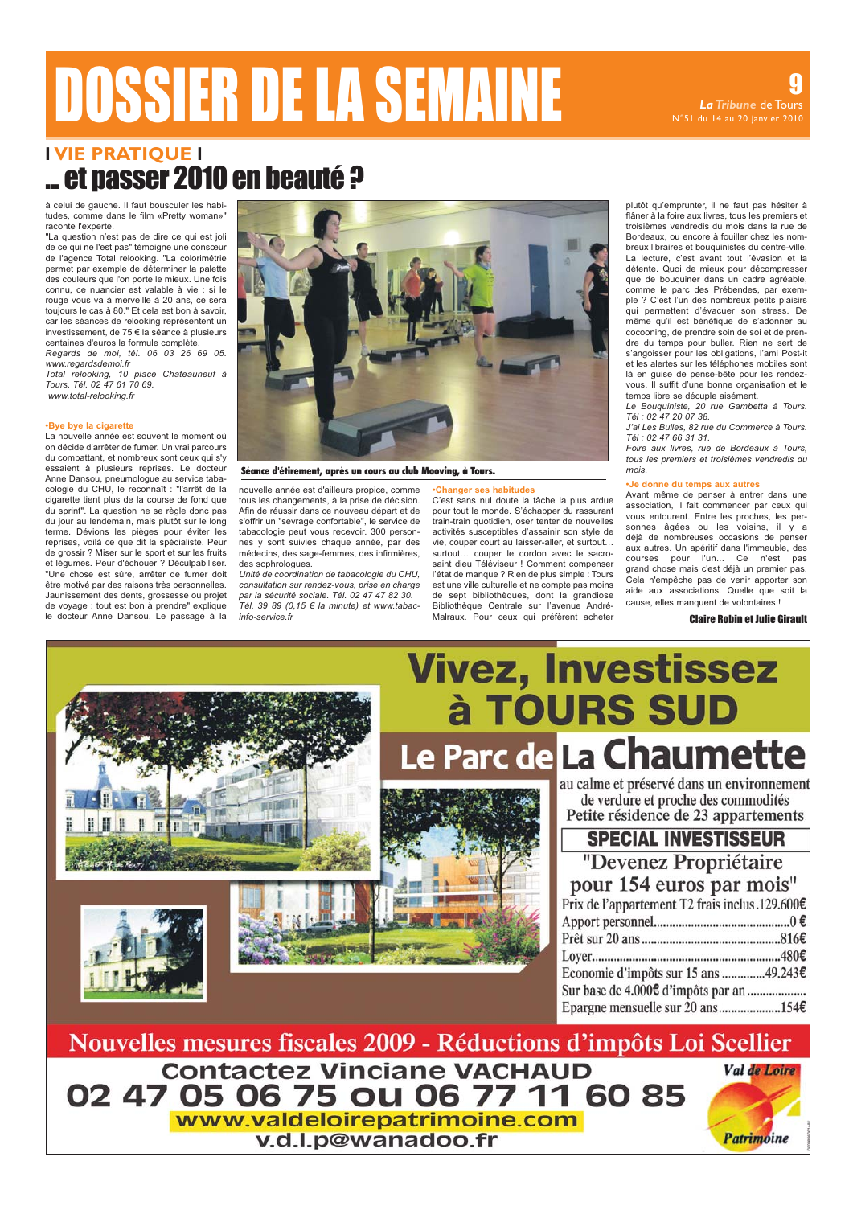# DOSSIER DE LA SEMAINE

## VIE PRATIQUE

# ... et passer 2010 en beauté ?

à celui de gauche. Il faut bousculer les habitudes, comme dans le film «Pretty woman»" raconte l'experte.

"La question n'est pas de dire ce qui est joli de ce qui ne l'est pas" témoigne une conseour de l'agence Total relooking. "La colorimétrie permet par exemple de déterminer la palette des couleurs que l'on porte le mieux. Une fois connu, ce nuancier est valable à vie : si le rouge vous va à merveille à 20 ans, ce sera toujours le cas à 80." Et cela est bon à savoir, car les séances de relooking représentent un investissement, de 75 € la séance à plusieurs centaines d'euros la formule complète.

*Regards de moi, tél. 06 03 26 69 05. www.regardsdemoi.fr*

*Total relooking, 10 place Chateauneuf à Tours. Tél. 02 47 61 70 69. www.total-relooking.fr*

**•Bye bye la cigarette**

La nouvelle année est souvent le moment où on décide d'arrêter de fumer. Un vrai parcours du combattant, et nombreux sont ceux qui s'y essaient à plusieurs reprises. Le docteur Anne Dansou, pneumologue au service tabacologie du CHU, le reconnaît : "l'arrêt de la cigarette tient plus de la course de fond que du sprint". La question ne se règle donc pas du jour au lendemain, mais plutôt sur le long terme. Dévions les pièges pour éviter les reprises, voilà ce que dit la spécialiste. Peur de grossir ? Miser sur le sport et sur les fruits et légumes. Peur d'échouer ? Déculpabiliser. "Une chose est sûre, arrêter de fumer doit être motivé par des raisons très personnelles. Jaunissement des dents, grossesse ou projet de voyage : tout est bon à prendre" explique le docteur Anne Dansou. Le passage à la nouvelle année est d'ailleurs propice, comme tous les changements, à la prise de décision. Afin de réussir dans ce nouveau départ et de s'offrir un "sevrage confortable", le service de tabacologie peut vous recevoir. 300 personnes y sont suivies chaque année, par des médecins, des sage-femmes, des infirmières, des sophrologues.

*Unité de coordination de tabacologie du CHU, consultation sur rendez-vous, prise en charge par la sécurité sociale. Tél. 02 47 47 82 30. Tél. 39 89 (0,15 € la minute) et www.tabac-info-service.fr*

Séance d'étirement, après un cours au club Mooving, à Tours.

**•Changer ses habitudes**

C'est sans nul doute la tâche la plus ardue pour tout le monde. S'échapper du rassurant train-train quotidien, oser tenter de nouvelles activités susceptibles d'assainir son style de vie, couper court au laisser-aller, et surtout... surtout... couper le cordon avec le sacro-saint dieu Téléviseur ! Comment compenser l'état de manque ? Rien de plus simple : Tours est une ville culturelle et ne compte pas moins de sept bibliothèques, dont la grandiose Bibliothèque Centrale sur l'avenue André-Malraux. Pour ceux qui préfèrent acheter plutôt qu'emprunter, il ne faut pas hésiter à flâner à la foire aux livres, tous les premiers et troisièmes vendredis du mois dans la rue de Bordeaux, ou encore à fouiller chez les nombreux libraires et bouquinistes du centre-ville. La lecture, c'est avant tout l'évasion et la détente. Quoi de mieux pour décompresser que de bouquiner dans un cadre agréable, comme le parc des Prébendes, par exemple ? C'est l'un des nombreux petits plaisirs qui permettent d'évacuer son stress. De même qu'il est bénéfique de s'adonner au cocooning, de prendre soin de soi et de prendre du temps pour buller. Rien ne sert de s'angoisser pour les obligations, l'ami Post-it et les alertes sur les téléphones mobiles sont là en guise de pense-bête pour les rendez-vous. Il suffit d'une bonne organisation et le temps libre se découple aisément.

*Le Bouquiniste, 20 rue Gambetta à Tours. Tél : 02 47 20 07 38.*

*J'ai Les Bulles, 82 rue du Commerce à Tours. Tél : 02 47 66 31 31.*

*Foire aux livres, rue de Bordeaux à Tours, tous les premiers et troisièmes vendredis du mois.*

**•Je donne du temps aux autres**

Avant même de penser à entrer dans une association, il fait commencer par ceux qui vous entourent. Entre les proches, les personnes âgées ou les voisins, il y a déjà de nombreuses occasions de penser aux autres. Un apéritif dans l'immeuble, des courses pour l'un... Ce n'est pas grand chose mais c'est déjà un premier pas. Cela n'empêche pas de venir apporter son aide aux associations. Quelle que soit la cause, elles manquent de volontaires !

**Claire Robin et Julie Girault**

# Vivez, Investissez à TOURS SUD

## Le Parc de La Chaumette

au calme et préservé dans un environnement de verdure et proche des commodités
Petite résidence de 23 appartements

**SPECIAL INVESTISSEUR**

"Devenez Propriétaire pour 154 euros par mois"

Prix de l'appartement T2 frais inclus.129.600€
Apport personnel....0 €
Prêt sur 20 ans....816€
Loyer....480€
Economie d'impôts sur 15 ans ....49.243€
Sur base de 4.000€ d'impôts par an ....
Epargne mensuelle sur 20 ans....154€

**Nouvelles mesures fiscales 2009 - Réductions d'impôts Loi Scellier**

Contactez Vinciane VACHAUD
02 47 05 06 75 ou 06 77 11 60 85
www.valdeloirepatrimoine.com
v.d.l.p@wanadoo.fr

Val de Loire Patrimoine